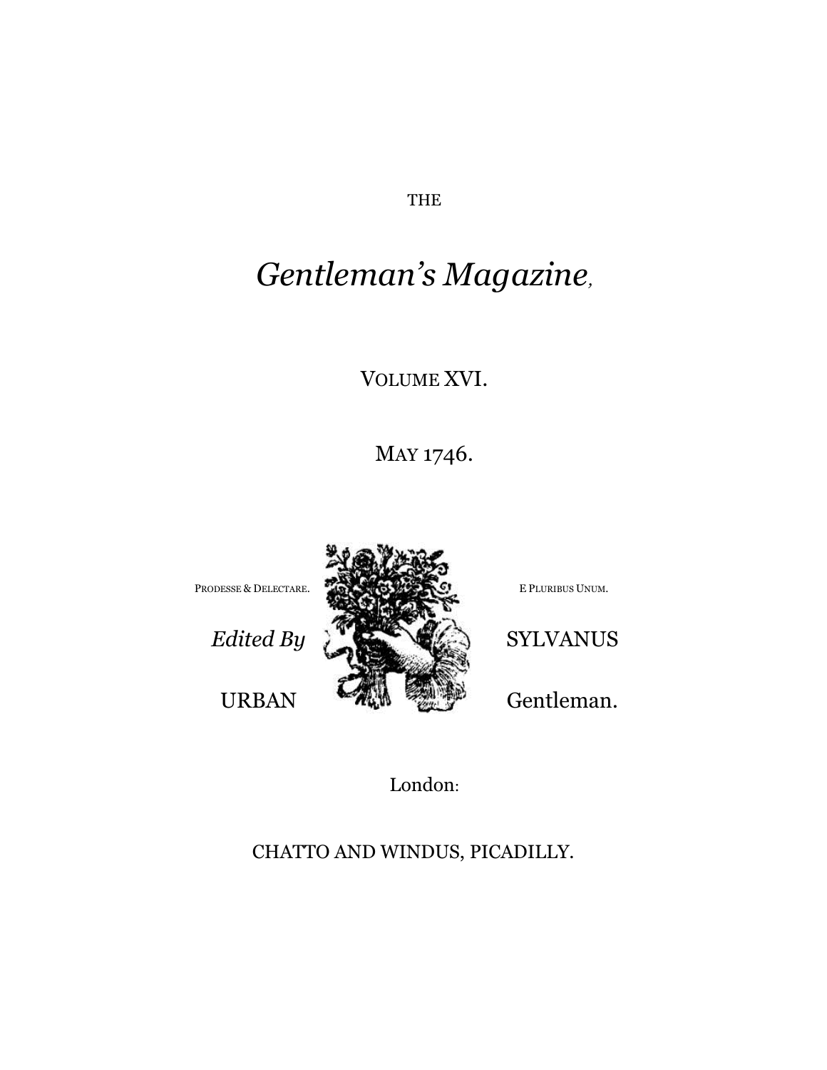THE

# *Gentleman's Magazine*,

VOLUME XVI.

MAY 1746.

PRODESSE & DELECTARE.

E PLURIBUS UNUM.

*Edited By* SYLVANUS

URBAN Gentleman.

London:

CHATTO AND WINDUS, PICADILLY.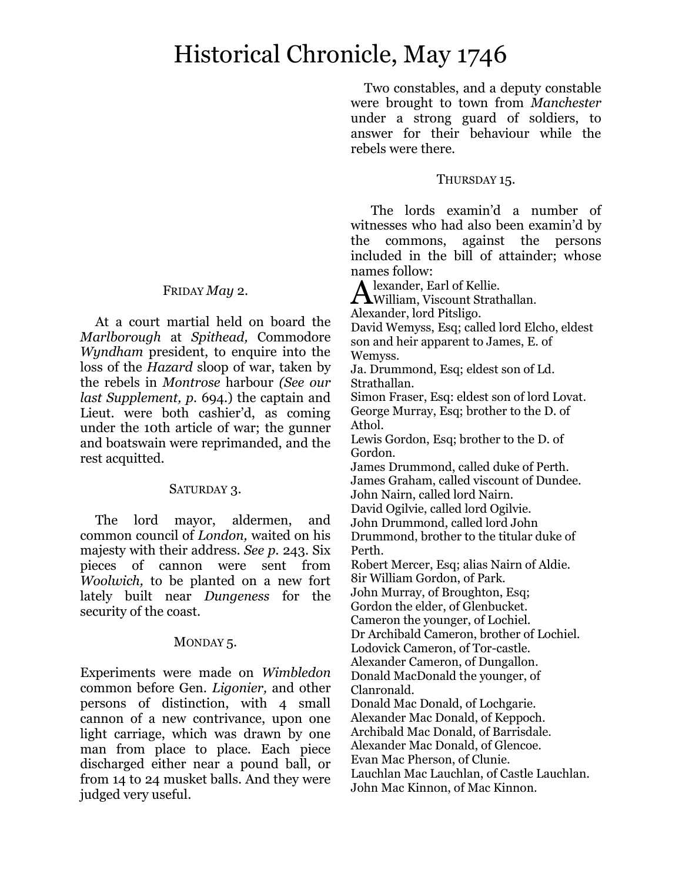# Historical Chronicle, May 1746

FRIDAY *May* 2.

At a court martial held on board the *Marlborough* at *Spithead,* Commodore *Wyndham* president, to enquire into the loss of the *Hazard* sloop of war, taken by the rebels in *Montrose* harbour *(See our last Supplement, p.* 694.) the captain and Lieut. were both cashier'd, as coming under the 10th article of war; the gunner and boatswain were reprimanded, and the rest acquitted.

SATURDAY 3.

The lord mayor, aldermen, and common council of *London,* waited on his majesty with their address. *See p.* 243. Six pieces of cannon were sent from *Woolwich,* to be planted on a new fort lately built near *Dungeness* for the security of the coast.

MONDAY 5.

Experiments were made on *Wimbledon* common before Gen. *Ligonier,* and other persons of distinction, with 4 small cannon of a new contrivance, upon one light carriage, which was drawn by one man from place to place. Each piece discharged either near a pound ball, or from 14 to 24 musket balls. And they were judged very useful.

Two constables, and a deputy constable were brought to town from *Manchester* under a strong guard of soldiers, to answer for their behaviour while the rebels were there.

THURSDAY 15.

The lords examin'd a number of witnesses who had also been examin'd by the commons, against the persons included in the bill of attainder; whose names follow:

Alexander, Earl of Kellie.
William, Viscount Strathallan.
Alexander, lord Pitsligo.
David Wemyss, Esq; called lord Elcho, eldest son and heir apparent to James, E. of Wemyss.
Ja. Drummond, Esq; eldest son of Ld. Strathallan.
Simon Fraser, Esq: eldest son of lord Lovat.
George Murray, Esq; brother to the D. of Athol.
Lewis Gordon, Esq; brother to the D. of Gordon.
James Drummond, called duke of Perth.
James Graham, called viscount of Dundee.
John Nairn, called lord Nairn.
David Ogilvie, called lord Ogilvie.
John Drummond, called lord John Drummond, brother to the titular duke of Perth.
Robert Mercer, Esq; alias Nairn of Aldie.
8ir William Gordon, of Park.
John Murray, of Broughton, Esq;
Gordon the elder, of Glenbucket.
Cameron the younger, of Lochiel.
Dr Archibald Cameron, brother of Lochiel.
Lodovick Cameron, of Tor-castle.
Alexander Cameron, of Dungallon.
Donald MacDonald the younger, of Clanronald.
Donald Mac Donald, of Lochgarie.
Alexander Mac Donald, of Keppoch.
Archibald Mac Donald, of Barrisdale.
Alexander Mac Donald, of Glencoe.
Evan Mac Pherson, of Clunie.
Lauchlan Mac Lauchlan, of Castle Lauchlan.
John Mac Kinnon, of Mac Kinnon.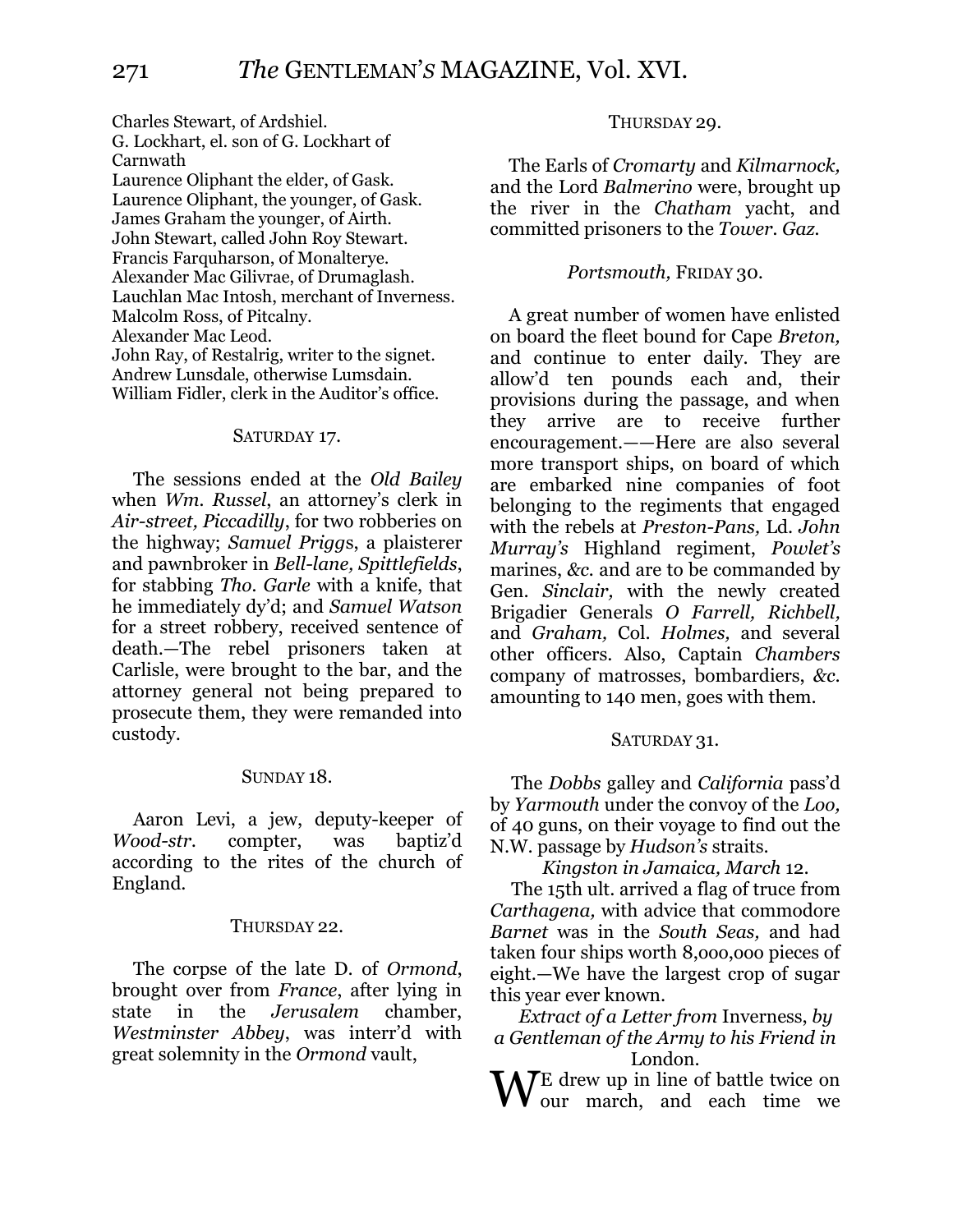Charles Stewart, of Ardshiel.
G. Lockhart, el. son of G. Lockhart of Carnwath
Laurence Oliphant the elder, of Gask.
Laurence Oliphant, the younger, of Gask.
James Graham the younger, of Airth.
John Stewart, called John Roy Stewart.
Francis Farquharson, of Monalterye.
Alexander Mac Gilivrae, of Drumaglash.
Lauchlan Mac Intosh, merchant of Inverness.
Malcolm Ross, of Pitcalny.
Alexander Mac Leod.
John Ray, of Restalrig, writer to the signet.
Andrew Lunsdale, otherwise Lumsdain.
William Fidler, clerk in the Auditor's office.

SATURDAY 17.

The sessions ended at the *Old Bailey* when *Wm. Russel*, an attorney's clerk in *Air-street, Piccadilly*, for two robberies on the highway; *Samuel Prigg*s, a plaisterer and pawnbroker in *Bell-lane, Spittlefields*, for stabbing *Tho. Garle* with a knife, that he immediately dy'd; and *Samuel Watson* for a street robbery, received sentence of death.—The rebel prisoners taken at Carlisle, were brought to the bar, and the attorney general not being prepared to prosecute them, they were remanded into custody.

SUNDAY 18.

Aaron Levi, a jew, deputy-keeper of *Wood-str.* compter, was baptiz'd according to the rites of the church of England.

THURSDAY 22.

The corpse of the late D. of *Ormond*, brought over from *France*, after lying in state in the *Jerusalem* chamber, *Westminster Abbey*, was interr'd with great solemnity in the *Ormond* vault,

THURSDAY 29.

The Earls of *Cromarty* and *Kilmarnock,* and the Lord *Balmerino* were, brought up the river in the *Chatham* yacht, and committed prisoners to the *Tower*. *Gaz.*

*Portsmouth,* FRIDAY 30.

A great number of women have enlisted on board the fleet bound for Cape *Breton,* and continue to enter daily. They are allow'd ten pounds each and, their provisions during the passage, and when they arrive are to receive further encouragement.——Here are also several more transport ships, on board of which are embarked nine companies of foot belonging to the regiments that engaged with the rebels at *Preston-Pans,* Ld. *John Murray's* Highland regiment, *Powlet's* marines, *&c.* and are to be commanded by Gen. *Sinclair,* with the newly created Brigadier Generals *O Farrell, Richbell,* and *Graham,* Col. *Holmes,* and several other officers. Also, Captain *Chambers* company of matrosses, bombardiers, *&c.* amounting to 140 men, goes with them.

SATURDAY 31.

The *Dobbs* galley and *California* pass'd by *Yarmouth* under the convoy of the *Loo,* of 40 guns, on their voyage to find out the N.W. passage by *Hudson's* straits.

*Kingston in Jamaica, March* 12.

The 15th ult. arrived a flag of truce from *Carthagena,* with advice that commodore *Barnet* was in the *South Seas,* and had taken four ships worth 8,000,000 pieces of eight.—We have the largest crop of sugar this year ever known.

*Extract of a Letter from* Inverness, *by a Gentleman of the Army to his Friend in* London.

WE drew up in line of battle twice on our march, and each time we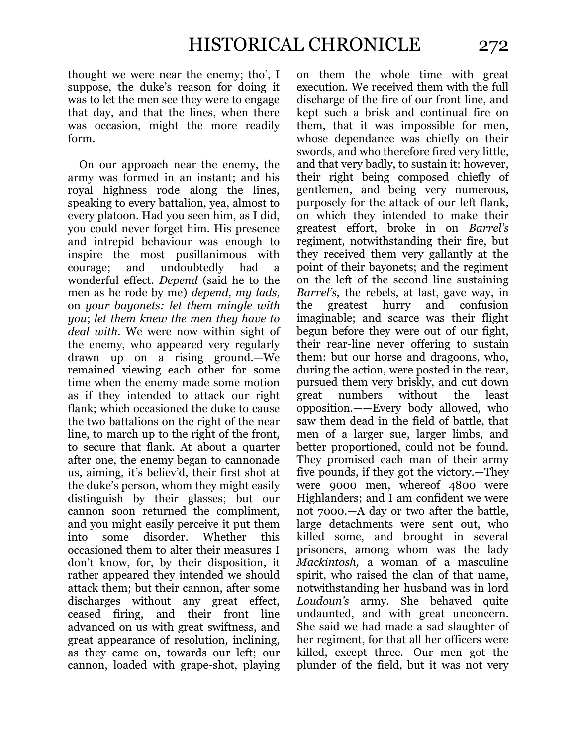thought we were near the enemy; tho', I suppose, the duke's reason for doing it was to let the men see they were to engage that day, and that the lines, when there was occasion, might the more readily form.

On our approach near the enemy, the army was formed in an instant; and his royal highness rode along the lines, speaking to every battalion, yea, almost to every platoon. Had you seen him, as I did, you could never forget him. His presence and intrepid behaviour was enough to inspire the most pusillanimous with courage; and undoubtedly had a wonderful effect. *Depend* (said he to the men as he rode by me) *depend, my lads,* on *your bayonets: let them mingle with you*; *let them knew the men they have to deal with.* We were now within sight of the enemy, who appeared very regularly drawn up on a rising ground.—We remained viewing each other for some time when the enemy made some motion as if they intended to attack our right flank; which occasioned the duke to cause the two battalions on the right of the near line, to march up to the right of the front, to secure that flank. At about a quarter after one, the enemy began to cannonade us, aiming, it's believ'd, their first shot at the duke's person, whom they might easily distinguish by their glasses; but our cannon soon returned the compliment, and you might easily perceive it put them into some disorder. Whether this occasioned them to alter their measures I don't know, for, by their disposition, it rather appeared they intended we should attack them; but their cannon, after some discharges without any great effect, ceased firing, and their front line advanced on us with great swiftness, and great appearance of resolution, inclining, as they came on, towards our left; our cannon, loaded with grape-shot, playing on them the whole time with great execution. We received them with the full discharge of the fire of our front line, and kept such a brisk and continual fire on them, that it was impossible for men, whose dependance was chiefly on their swords, and who therefore fired very little, and that very badly, to sustain it: however, their right being composed chiefly of gentlemen, and being very numerous, purposely for the attack of our left flank, on which they intended to make their greatest effort, broke in on *Barrel's* regiment, notwithstanding their fire, but they received them very gallantly at the point of their bayonets; and the regiment on the left of the second line sustaining *Barrel's,* the rebels, at last, gave way, in the greatest hurry and confusion imaginable; and scarce was their flight begun before they were out of our fight, their rear-line never offering to sustain them: but our horse and dragoons, who, during the action, were posted in the rear, pursued them very briskly, and cut down great numbers without the least opposition.——Every body allowed, who saw them dead in the field of battle, that men of a larger sue, larger limbs, and better proportioned, could not be found. They promised each man of their army five pounds, if they got the victory.—They were 9000 men, whereof 4800 were Highlanders; and I am confident we were not 7000.—A day or two after the battle, large detachments were sent out, who killed some, and brought in several prisoners, among whom was the lady *Mackintosh,* a woman of a masculine spirit, who raised the clan of that name, notwithstanding her husband was in lord *Loudoun's* army. She behaved quite undaunted, and with great unconcern. She said we had made a sad slaughter of her regiment, for that all her officers were killed, except three.—Our men got the plunder of the field, but it was not very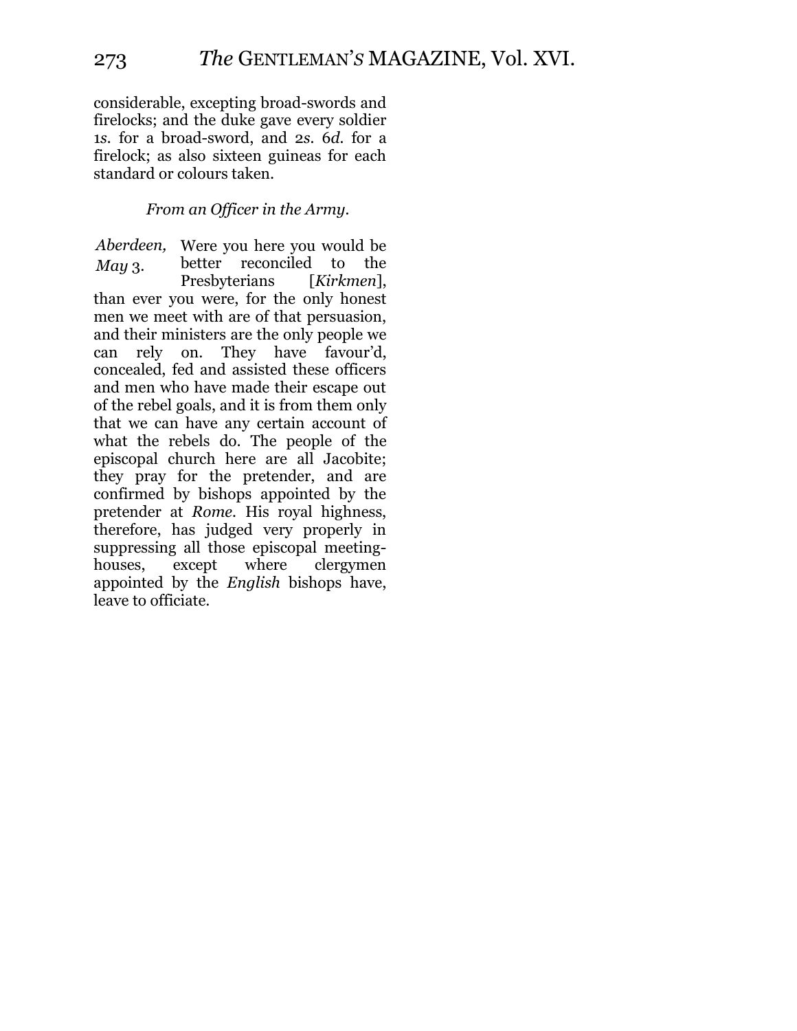considerable, excepting broad-swords and firelocks; and the duke gave every soldier 1*s.* for a broad-sword, and 2*s.* 6*d.* for a firelock; as also sixteen guineas for each standard or colours taken.

*From an Officer in the Army.*

*Aberdeen, May* 3. Were you here you would be better reconciled to the Presbyterians [*Kirkmen*], than ever you were, for the only honest men we meet with are of that persuasion, and their ministers are the only people we can rely on. They have favour'd, concealed, fed and assisted these officers and men who have made their escape out of the rebel goals, and it is from them only that we can have any certain account of what the rebels do. The people of the episcopal church here are all Jacobite; they pray for the pretender, and are confirmed by bishops appointed by the pretender at *Rome*. His royal highness, therefore, has judged very properly in suppressing all those episcopal meeting-houses, except where clergymen appointed by the *English* bishops have, leave to officiate.